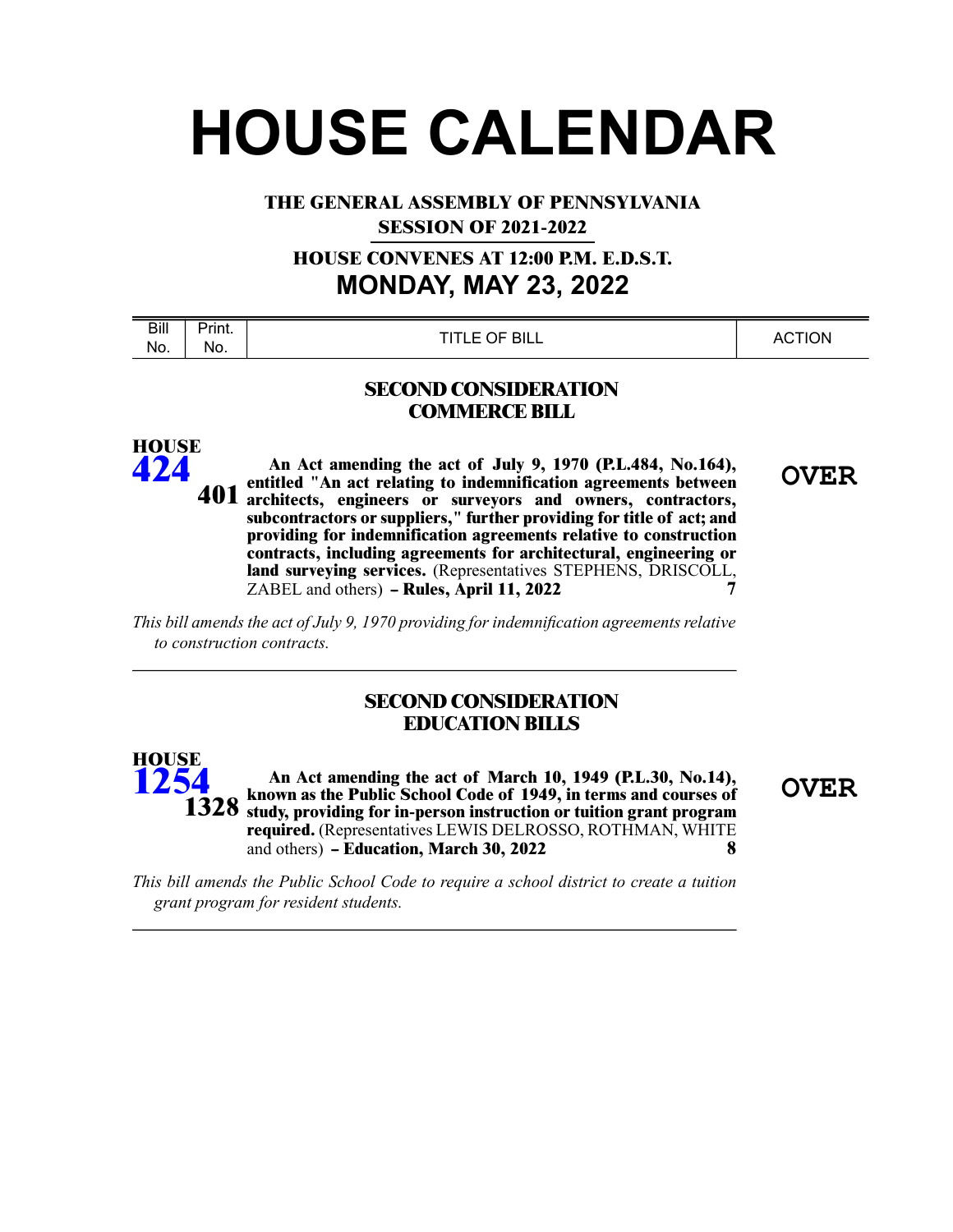# HOUSE CALENDAR

**THE GENERAL ASSEMBLY OF PENNSYLVANIA**
**SESSION OF 2021-2022**

**HOUSE CONVENES AT 12:00 P.M. E.D.S.T.**

## MONDAY, MAY 23, 2022

| Bill No. | Print. No. | TITLE OF BILL | ACTION |
|---|---|---|---|

### SECOND CONSIDERATION
### COMMERCE BILL

| Bill No. | Print. No. | TITLE OF BILL | ACTION |
|---|---|---|---|
| HOUSE 424 | 401 | **An Act amending the act of July 9, 1970 (P.L.484, No.164), entitled "An act relating to indemnification agreements between architects, engineers or surveyors and owners, contractors, subcontractors or suppliers," further providing for title of act; and providing for indemnification agreements relative to construction contracts, including agreements for architectural, engineering or land surveying services.** (Representatives STEPHENS, DRISCOLL, ZABEL and others) **– Rules, April 11, 2022** **7** | **OVER** |

*This bill amends the act of July 9, 1970 providing for indemnification agreements relative to construction contracts.*

---

### SECOND CONSIDERATION
### EDUCATION BILLS

| Bill No. | Print. No. | TITLE OF BILL | ACTION |
|---|---|---|---|
| HOUSE 1254 | 1328 | **An Act amending the act of March 10, 1949 (P.L.30, No.14), known as the Public School Code of 1949, in terms and courses of study, providing for in-person instruction or tuition grant program required.** (Representatives LEWIS DELROSSO, ROTHMAN, WHITE and others) **– Education, March 30, 2022** **8** | **OVER** |

*This bill amends the Public School Code to require a school district to create a tuition grant program for resident students.*

---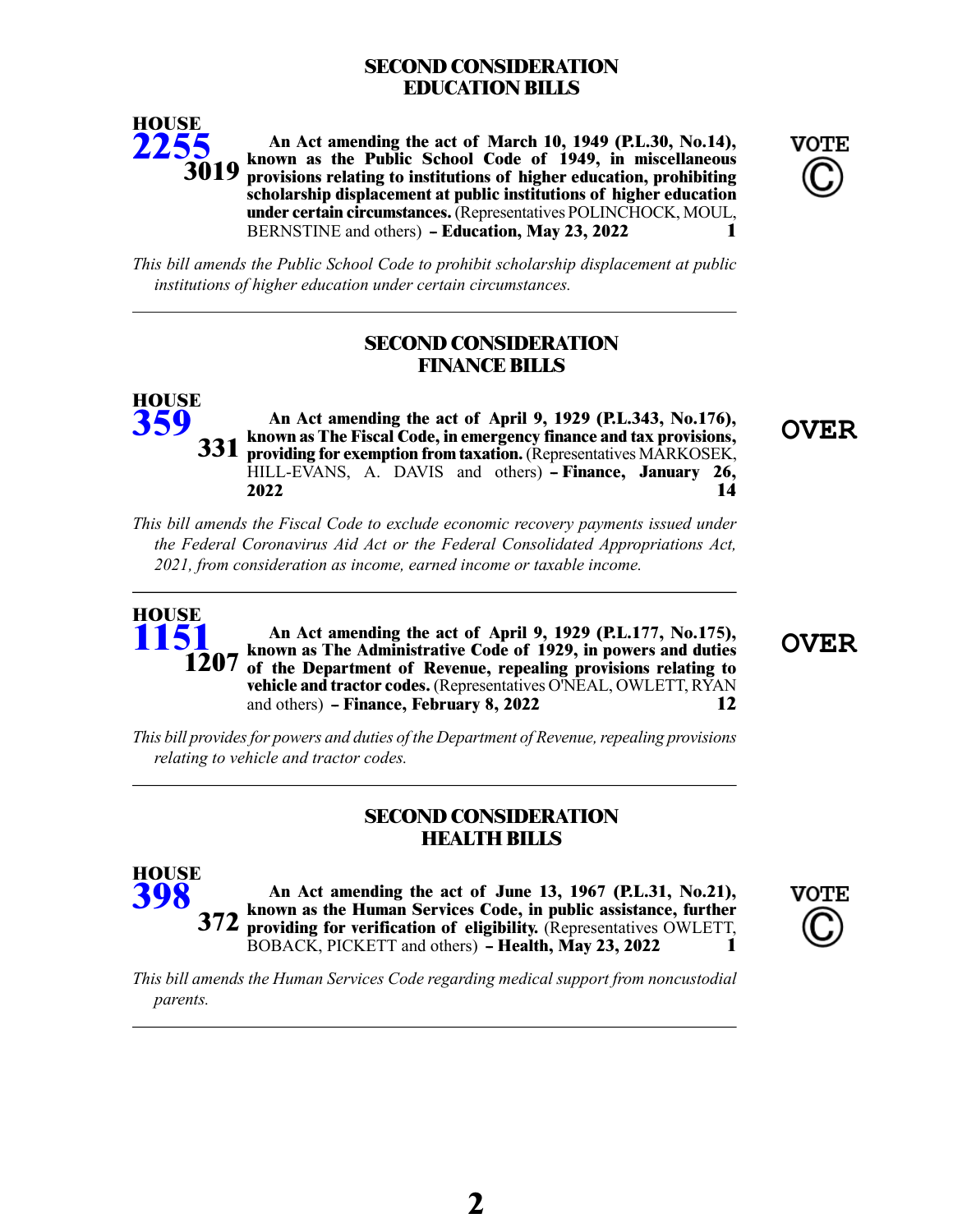## SECOND CONSIDERATION
## EDUCATION BILLS

**HOUSE**
**2255**
**3019**

**An Act amending the act of March 10, 1949 (P.L.30, No.14), known as the Public School Code of 1949, in miscellaneous provisions relating to institutions of higher education, prohibiting scholarship displacement at public institutions of higher education under certain circumstances.** (Representatives POLINCHOCK, MOUL, BERNSTINE and others) **– Education, May 23, 2022** **1**

**VOTE ©**

*This bill amends the Public School Code to prohibit scholarship displacement at public institutions of higher education under certain circumstances.*

---

## SECOND CONSIDERATION
## FINANCE BILLS

**HOUSE**
**359**
**331**

**An Act amending the act of April 9, 1929 (P.L.343, No.176), known as The Fiscal Code, in emergency finance and tax provisions, providing for exemption from taxation.** (Representatives MARKOSEK, HILL-EVANS, A. DAVIS and others) **– Finance, January 26, 2022** **14**

**OVER**

*This bill amends the Fiscal Code to exclude economic recovery payments issued under the Federal Coronavirus Aid Act or the Federal Consolidated Appropriations Act, 2021, from consideration as income, earned income or taxable income.*

---

**HOUSE**
**1151**
**1207**

**An Act amending the act of April 9, 1929 (P.L.177, No.175), known as The Administrative Code of 1929, in powers and duties of the Department of Revenue, repealing provisions relating to vehicle and tractor codes.** (Representatives O'NEAL, OWLETT, RYAN and others) **– Finance, February 8, 2022** **12**

**OVER**

*This bill provides for powers and duties of the Department of Revenue, repealing provisions relating to vehicle and tractor codes.*

---

## SECOND CONSIDERATION
## HEALTH BILLS

**HOUSE**
**398**
**372**

**An Act amending the act of June 13, 1967 (P.L.31, No.21), known as the Human Services Code, in public assistance, further providing for verification of eligibility.** (Representatives OWLETT, BOBACK, PICKETT and others) **– Health, May 23, 2022** **1**

**VOTE ©**

*This bill amends the Human Services Code regarding medical support from noncustodial parents.*

---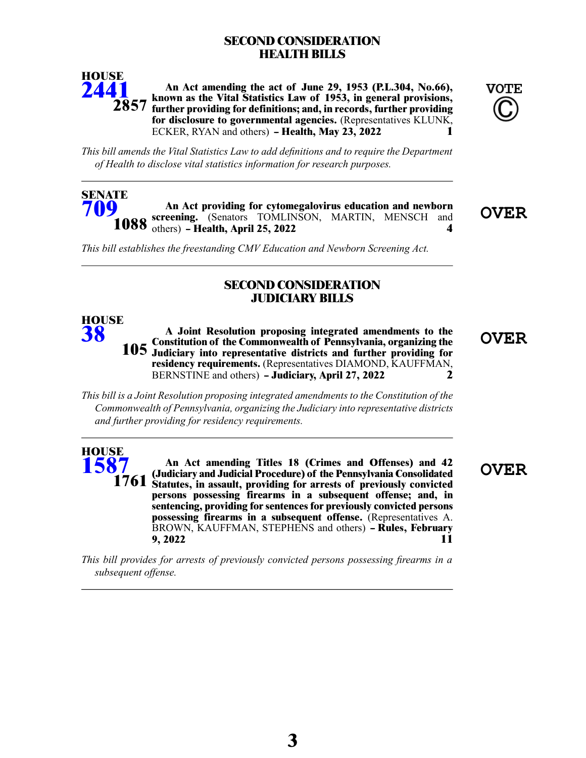## SECOND CONSIDERATION
## HEALTH BILLS

**HOUSE**
**2441**
**2857**

**An Act amending the act of June 29, 1953 (P.L.304, No.66), known as the Vital Statistics Law of 1953, in general provisions, further providing for definitions; and, in records, further providing for disclosure to governmental agencies.** (Representatives KLUNK, ECKER, RYAN and others) **– Health, May 23, 2022** **1**

**VOTE ©**

*This bill amends the Vital Statistics Law to add definitions and to require the Department of Health to disclose vital statistics information for research purposes.*

---

**SENATE**
**709**
**1088**

**An Act providing for cytomegalovirus education and newborn screening.** (Senators TOMLINSON, MARTIN, MENSCH and others) **– Health, April 25, 2022** **4**

**OVER**

*This bill establishes the freestanding CMV Education and Newborn Screening Act.*

---

## SECOND CONSIDERATION
## JUDICIARY BILLS

**HOUSE**
**38**
**105**

**A Joint Resolution proposing integrated amendments to the Constitution of the Commonwealth of Pennsylvania, organizing the Judiciary into representative districts and further providing for residency requirements.** (Representatives DIAMOND, KAUFFMAN, BERNSTINE and others) **– Judiciary, April 27, 2022** **2**

**OVER**

*This bill is a Joint Resolution proposing integrated amendments to the Constitution of the Commonwealth of Pennsylvania, organizing the Judiciary into representative districts and further providing for residency requirements.*

---

**HOUSE**
**1587**
**1761**

**An Act amending Titles 18 (Crimes and Offenses) and 42 (Judiciary and Judicial Procedure) of the Pennsylvania Consolidated Statutes, in assault, providing for arrests of previously convicted persons possessing firearms in a subsequent offense; and, in sentencing, providing for sentences for previously convicted persons possessing firearms in a subsequent offense.** (Representatives A. BROWN, KAUFFMAN, STEPHENS and others) **– Rules, February 9, 2022** **11**

**OVER**

*This bill provides for arrests of previously convicted persons possessing firearms in a subsequent offense.*

---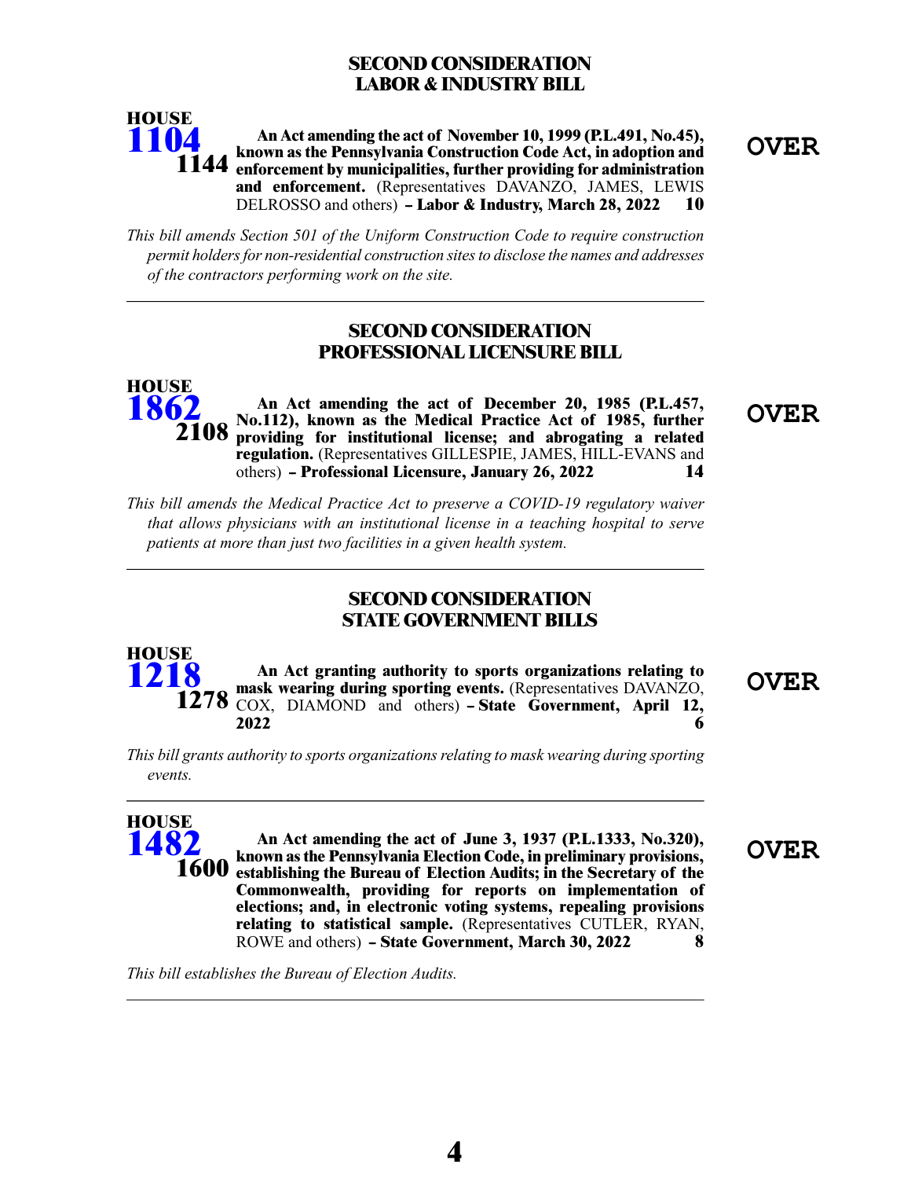## SECOND CONSIDERATION
## LABOR & INDUSTRY BILL

**HOUSE 1104 1144** — **An Act amending the act of November 10, 1999 (P.L.491, No.45), known as the Pennsylvania Construction Code Act, in adoption and enforcement by municipalities, further providing for administration and enforcement.** (Representatives DAVANZO, JAMES, LEWIS DELROSSO and others) **– Labor & Industry, March 28, 2022 10** — **OVER**

*This bill amends Section 501 of the Uniform Construction Code to require construction permit holders for non-residential construction sites to disclose the names and addresses of the contractors performing work on the site.*

---

## SECOND CONSIDERATION
## PROFESSIONAL LICENSURE BILL

**HOUSE 1862 2108** — **An Act amending the act of December 20, 1985 (P.L.457, No.112), known as the Medical Practice Act of 1985, further providing for institutional license; and abrogating a related regulation.** (Representatives GILLESPIE, JAMES, HILL-EVANS and others) **– Professional Licensure, January 26, 2022 14** — **OVER**

*This bill amends the Medical Practice Act to preserve a COVID-19 regulatory waiver that allows physicians with an institutional license in a teaching hospital to serve patients at more than just two facilities in a given health system.*

---

## SECOND CONSIDERATION
## STATE GOVERNMENT BILLS

**HOUSE 1218 1278** — **An Act granting authority to sports organizations relating to mask wearing during sporting events.** (Representatives DAVANZO, COX, DIAMOND and others) **– State Government, April 12, 2022 6** — **OVER**

*This bill grants authority to sports organizations relating to mask wearing during sporting events.*

---

**HOUSE 1482 1600** — **An Act amending the act of June 3, 1937 (P.L.1333, No.320), known as the Pennsylvania Election Code, in preliminary provisions, establishing the Bureau of Election Audits; in the Secretary of the Commonwealth, providing for reports on implementation of elections; and, in electronic voting systems, repealing provisions relating to statistical sample.** (Representatives CUTLER, RYAN, ROWE and others) **– State Government, March 30, 2022 8** — **OVER**

*This bill establishes the Bureau of Election Audits.*

---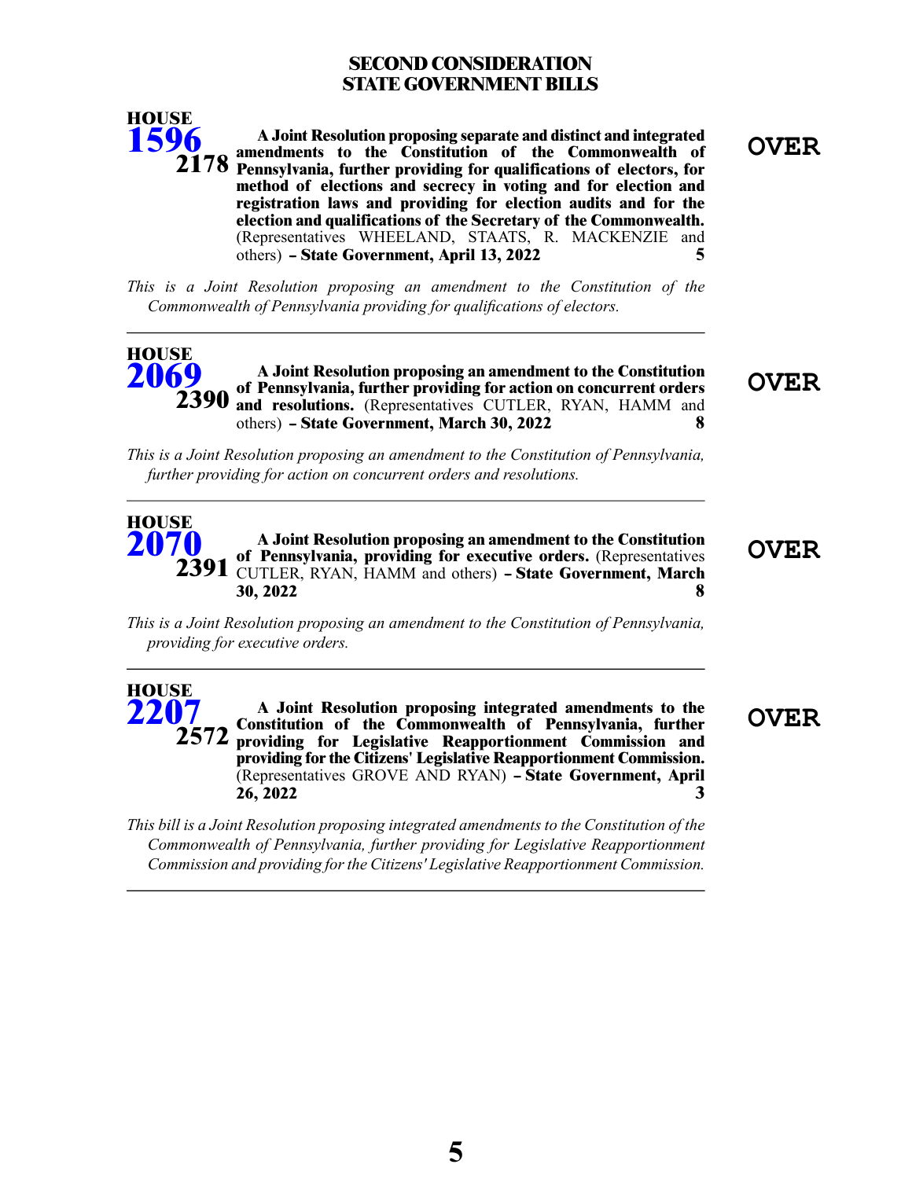## SECOND CONSIDERATION
## STATE GOVERNMENT BILLS

**HOUSE 1596 2178** **A Joint Resolution proposing separate and distinct and integrated amendments to the Constitution of the Commonwealth of Pennsylvania, further providing for qualifications of electors, for method of elections and secrecy in voting and for election and registration laws and providing for election audits and for the election and qualifications of the Secretary of the Commonwealth.** (Representatives WHEELAND, STAATS, R. MACKENZIE and others) **– State Government, April 13, 2022** **5**

**OVER**

*This is a Joint Resolution proposing an amendment to the Constitution of the Commonwealth of Pennsylvania providing for qualifications of electors.*

---

**HOUSE 2069 2390** **A Joint Resolution proposing an amendment to the Constitution of Pennsylvania, further providing for action on concurrent orders and resolutions.** (Representatives CUTLER, RYAN, HAMM and others) **– State Government, March 30, 2022** **8**

**OVER**

*This is a Joint Resolution proposing an amendment to the Constitution of Pennsylvania, further providing for action on concurrent orders and resolutions.*

---

**HOUSE 2070 2391** **A Joint Resolution proposing an amendment to the Constitution of Pennsylvania, providing for executive orders.** (Representatives CUTLER, RYAN, HAMM and others) **– State Government, March 30, 2022** **8**

**OVER**

*This is a Joint Resolution proposing an amendment to the Constitution of Pennsylvania, providing for executive orders.*

---

**HOUSE 2207 2572** **A Joint Resolution proposing integrated amendments to the Constitution of the Commonwealth of Pennsylvania, further providing for Legislative Reapportionment Commission and providing for the Citizens' Legislative Reapportionment Commission.** (Representatives GROVE AND RYAN) **– State Government, April 26, 2022** **3**

**OVER**

*This bill is a Joint Resolution proposing integrated amendments to the Constitution of the Commonwealth of Pennsylvania, further providing for Legislative Reapportionment Commission and providing for the Citizens' Legislative Reapportionment Commission.*

---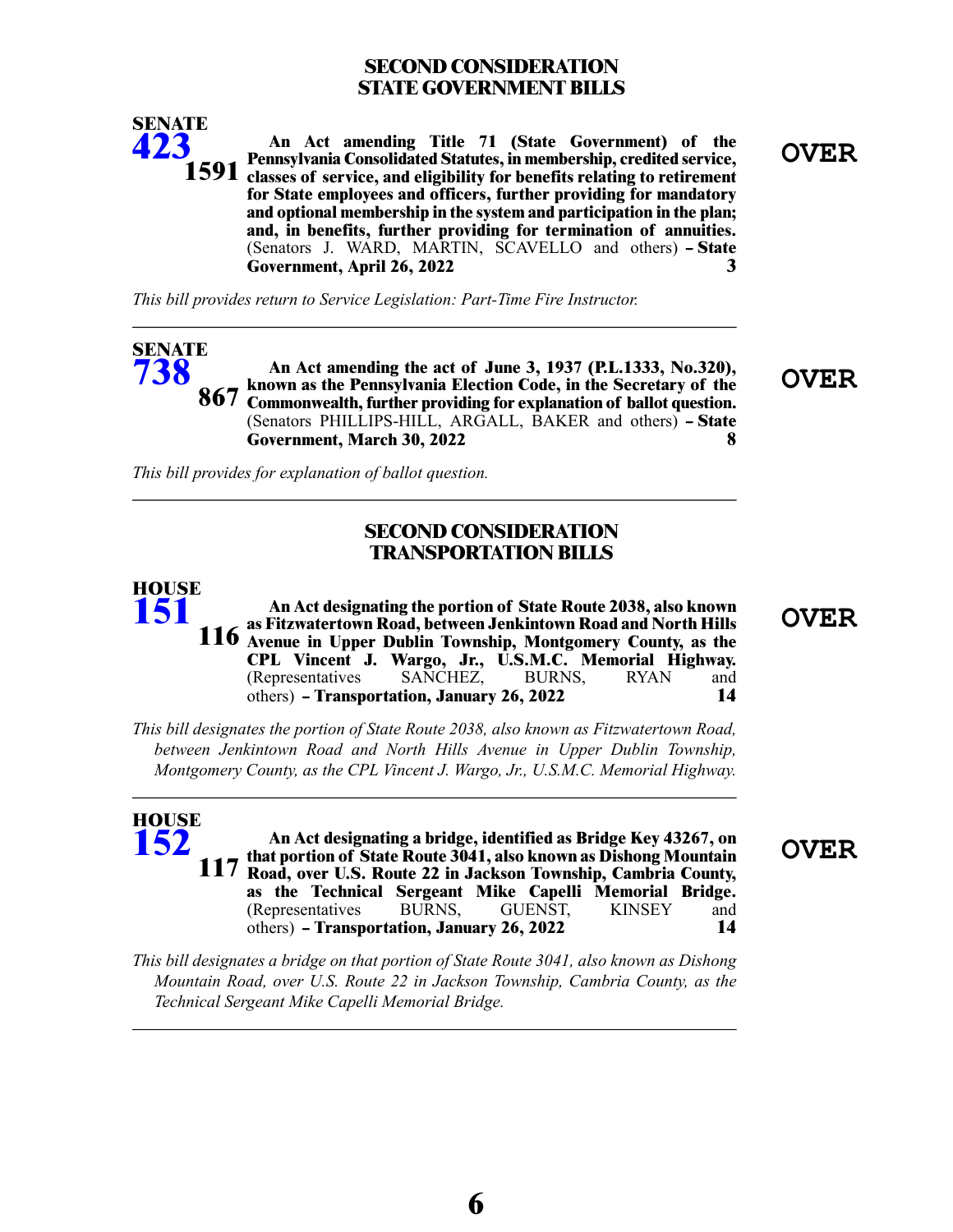## SECOND CONSIDERATION
## STATE GOVERNMENT BILLS

**SENATE 423** **1591**

**An Act amending Title 71 (State Government) of the Pennsylvania Consolidated Statutes, in membership, credited service, classes of service, and eligibility for benefits relating to retirement for State employees and officers, further providing for mandatory and optional membership in the system and participation in the plan; and, in benefits, further providing for termination of annuities.** (Senators J. WARD, MARTIN, SCAVELLO and others) **– State Government, April 26, 2022** **3**

**OVER**

*This bill provides return to Service Legislation: Part-Time Fire Instructor.*

---

**SENATE 738** **867**

**An Act amending the act of June 3, 1937 (P.L.1333, No.320), known as the Pennsylvania Election Code, in the Secretary of the Commonwealth, further providing for explanation of ballot question.** (Senators PHILLIPS-HILL, ARGALL, BAKER and others) **– State Government, March 30, 2022** **8**

**OVER**

*This bill provides for explanation of ballot question.*

---

## SECOND CONSIDERATION
## TRANSPORTATION BILLS

**HOUSE 151** **116**

**An Act designating the portion of State Route 2038, also known as Fitzwatertown Road, between Jenkintown Road and North Hills Avenue in Upper Dublin Township, Montgomery County, as the CPL Vincent J. Wargo, Jr., U.S.M.C. Memorial Highway.** (Representatives SANCHEZ, BURNS, RYAN and others) **– Transportation, January 26, 2022** **14**

**OVER**

*This bill designates the portion of State Route 2038, also known as Fitzwatertown Road, between Jenkintown Road and North Hills Avenue in Upper Dublin Township, Montgomery County, as the CPL Vincent J. Wargo, Jr., U.S.M.C. Memorial Highway.*

---

**HOUSE 152** **117**

**An Act designating a bridge, identified as Bridge Key 43267, on that portion of State Route 3041, also known as Dishong Mountain Road, over U.S. Route 22 in Jackson Township, Cambria County, as the Technical Sergeant Mike Capelli Memorial Bridge.** (Representatives BURNS, GUENST, KINSEY and others) **– Transportation, January 26, 2022** **14**

**OVER**

*This bill designates a bridge on that portion of State Route 3041, also known as Dishong Mountain Road, over U.S. Route 22 in Jackson Township, Cambria County, as the Technical Sergeant Mike Capelli Memorial Bridge.*

---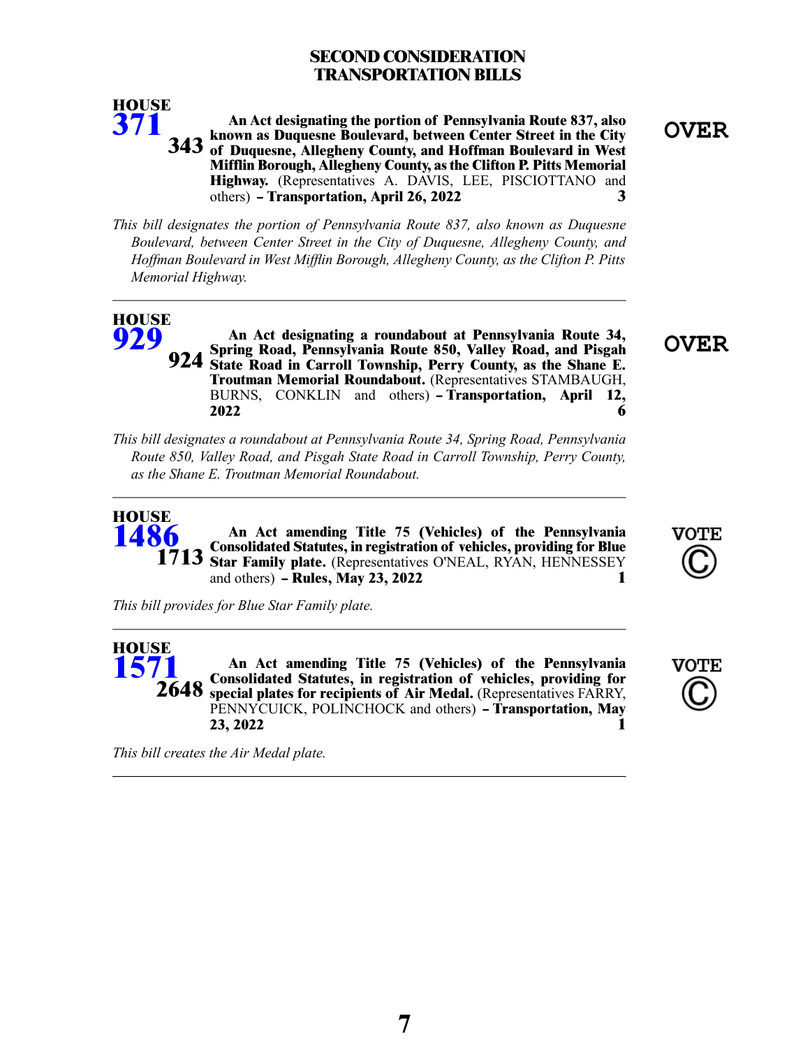## SECOND CONSIDERATION
## TRANSPORTATION BILLS

**HOUSE 371** — **343**

**An Act designating the portion of Pennsylvania Route 837, also known as Duquesne Boulevard, between Center Street in the City of Duquesne, Allegheny County, and Hoffman Boulevard in West Mifflin Borough, Allegheny County, as the Clifton P. Pitts Memorial Highway.** (Representatives A. DAVIS, LEE, PISCIOTTANO and others) **– Transportation, April 26, 2022** **3**

**OVER**

*This bill designates the portion of Pennsylvania Route 837, also known as Duquesne Boulevard, between Center Street in the City of Duquesne, Allegheny County, and Hoffman Boulevard in West Mifflin Borough, Allegheny County, as the Clifton P. Pitts Memorial Highway.*

---

**HOUSE 929** — **924**

**An Act designating a roundabout at Pennsylvania Route 34, Spring Road, Pennsylvania Route 850, Valley Road, and Pisgah State Road in Carroll Township, Perry County, as the Shane E. Troutman Memorial Roundabout.** (Representatives STAMBAUGH, BURNS, CONKLIN and others) **– Transportation, April 12, 2022** **6**

**OVER**

*This bill designates a roundabout at Pennsylvania Route 34, Spring Road, Pennsylvania Route 850, Valley Road, and Pisgah State Road in Carroll Township, Perry County, as the Shane E. Troutman Memorial Roundabout.*

---

**HOUSE 1486** — **1713**

**An Act amending Title 75 (Vehicles) of the Pennsylvania Consolidated Statutes, in registration of vehicles, providing for Blue Star Family plate.** (Representatives O'NEAL, RYAN, HENNESSEY and others) **– Rules, May 23, 2022** **1**

**VOTE ©**

*This bill provides for Blue Star Family plate.*

---

**HOUSE 1571** — **2648**

**An Act amending Title 75 (Vehicles) of the Pennsylvania Consolidated Statutes, in registration of vehicles, providing for special plates for recipients of Air Medal.** (Representatives FARRY, PENNYCUICK, POLINCHOCK and others) **– Transportation, May 23, 2022** **1**

**VOTE ©**

*This bill creates the Air Medal plate.*

---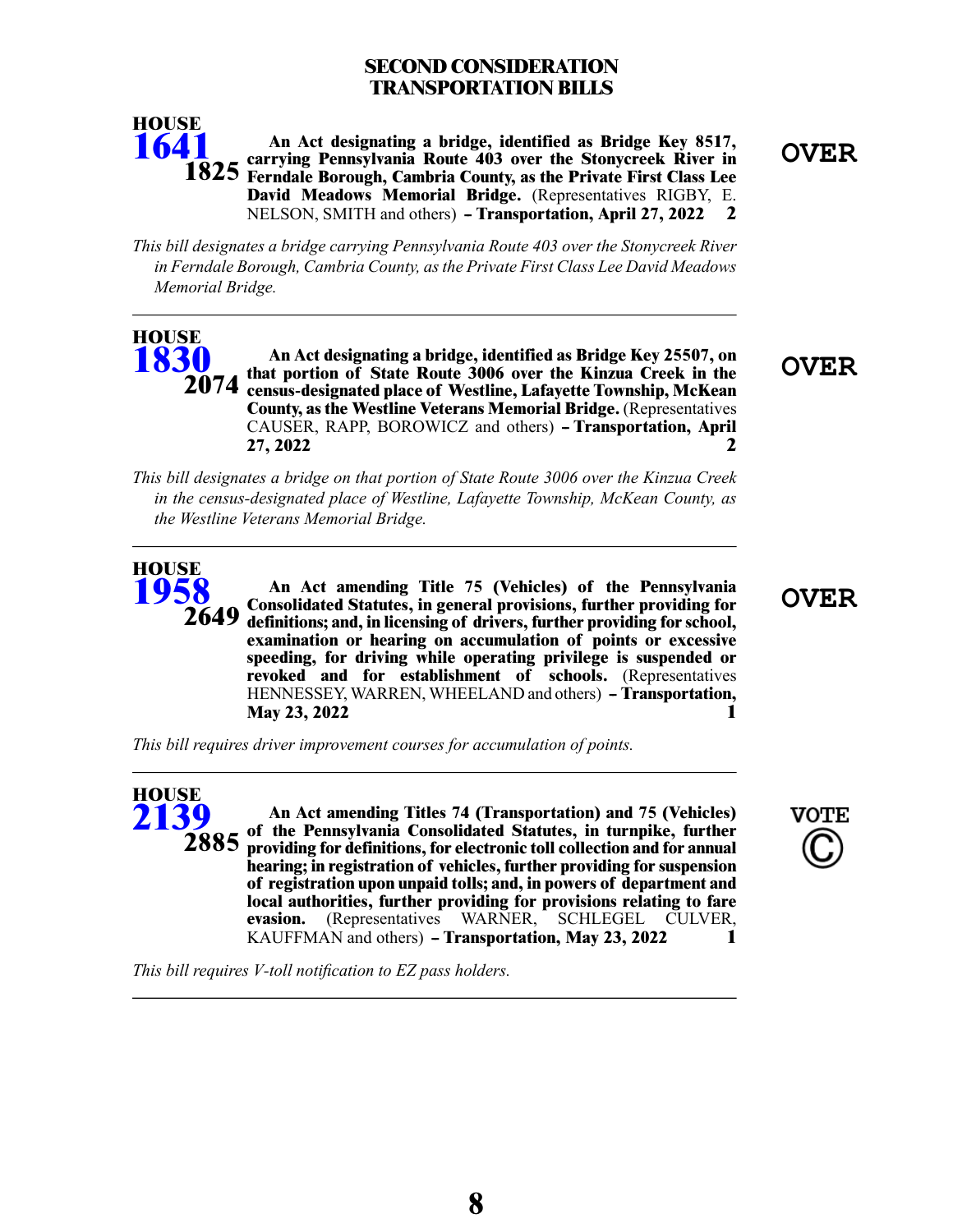## SECOND CONSIDERATION
## TRANSPORTATION BILLS

**HOUSE 1641** **1825**

**An Act designating a bridge, identified as Bridge Key 8517, carrying Pennsylvania Route 403 over the Stonycreek River in Ferndale Borough, Cambria County, as the Private First Class Lee David Meadows Memorial Bridge.** (Representatives RIGBY, E. NELSON, SMITH and others) **– Transportation, April 27, 2022 2**

**OVER**

*This bill designates a bridge carrying Pennsylvania Route 403 over the Stonycreek River in Ferndale Borough, Cambria County, as the Private First Class Lee David Meadows Memorial Bridge.*

---

**HOUSE 1830** **2074**

**An Act designating a bridge, identified as Bridge Key 25507, on that portion of State Route 3006 over the Kinzua Creek in the census-designated place of Westline, Lafayette Township, McKean County, as the Westline Veterans Memorial Bridge.** (Representatives CAUSER, RAPP, BOROWICZ and others) **– Transportation, April 27, 2022 2**

**OVER**

*This bill designates a bridge on that portion of State Route 3006 over the Kinzua Creek in the census-designated place of Westline, Lafayette Township, McKean County, as the Westline Veterans Memorial Bridge.*

---

**HOUSE 1958** **2649**

**An Act amending Title 75 (Vehicles) of the Pennsylvania Consolidated Statutes, in general provisions, further providing for definitions; and, in licensing of drivers, further providing for school, examination or hearing on accumulation of points or excessive speeding, for driving while operating privilege is suspended or revoked and for establishment of schools.** (Representatives HENNESSEY, WARREN, WHEELAND and others) **– Transportation, May 23, 2022 1**

**OVER**

*This bill requires driver improvement courses for accumulation of points.*

---

**HOUSE 2139** **2885**

**An Act amending Titles 74 (Transportation) and 75 (Vehicles) of the Pennsylvania Consolidated Statutes, in turnpike, further providing for definitions, for electronic toll collection and for annual hearing; in registration of vehicles, further providing for suspension of registration upon unpaid tolls; and, in powers of department and local authorities, further providing for provisions relating to fare evasion.** (Representatives WARNER, SCHLEGEL CULVER, KAUFFMAN and others) **– Transportation, May 23, 2022 1**

**VOTE ©**

*This bill requires V-toll notification to EZ pass holders.*

---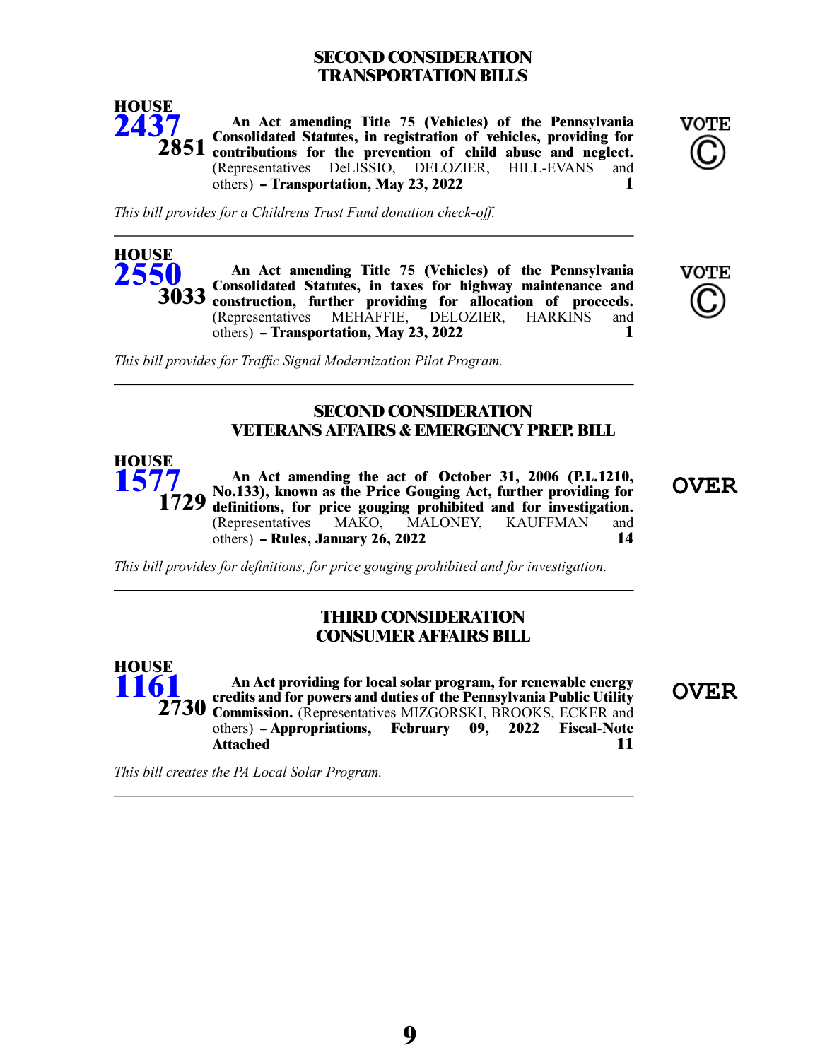## SECOND CONSIDERATION
## TRANSPORTATION BILLS

**HOUSE 2437** **2851** — **An Act amending Title 75 (Vehicles) of the Pennsylvania Consolidated Statutes, in registration of vehicles, providing for contributions for the prevention of child abuse and neglect.** (Representatives DeLISSIO, DELOZIER, HILL-EVANS and others) **– Transportation, May 23, 2022** **1**

**VOTE ©**

*This bill provides for a Childrens Trust Fund donation check-off.*

---

**HOUSE 2550** **3033** — **An Act amending Title 75 (Vehicles) of the Pennsylvania Consolidated Statutes, in taxes for highway maintenance and construction, further providing for allocation of proceeds.** (Representatives MEHAFFIE, DELOZIER, HARKINS and others) **– Transportation, May 23, 2022** **1**

**VOTE ©**

*This bill provides for Traffic Signal Modernization Pilot Program.*

---

## SECOND CONSIDERATION
## VETERANS AFFAIRS & EMERGENCY PREP. BILL

**HOUSE 1577** **1729** — **An Act amending the act of October 31, 2006 (P.L.1210, No.133), known as the Price Gouging Act, further providing for definitions, for price gouging prohibited and for investigation.** (Representatives MAKO, MALONEY, KAUFFMAN and others) **– Rules, January 26, 2022** **14**

**OVER**

*This bill provides for definitions, for price gouging prohibited and for investigation.*

---

## THIRD CONSIDERATION
## CONSUMER AFFAIRS BILL

**HOUSE 1161** **2730** — **An Act providing for local solar program, for renewable energy credits and for powers and duties of the Pennsylvania Public Utility Commission.** (Representatives MIZGORSKI, BROOKS, ECKER and others) **– Appropriations, February 09, 2022 Fiscal-Note Attached** **11**

**OVER**

*This bill creates the PA Local Solar Program.*

---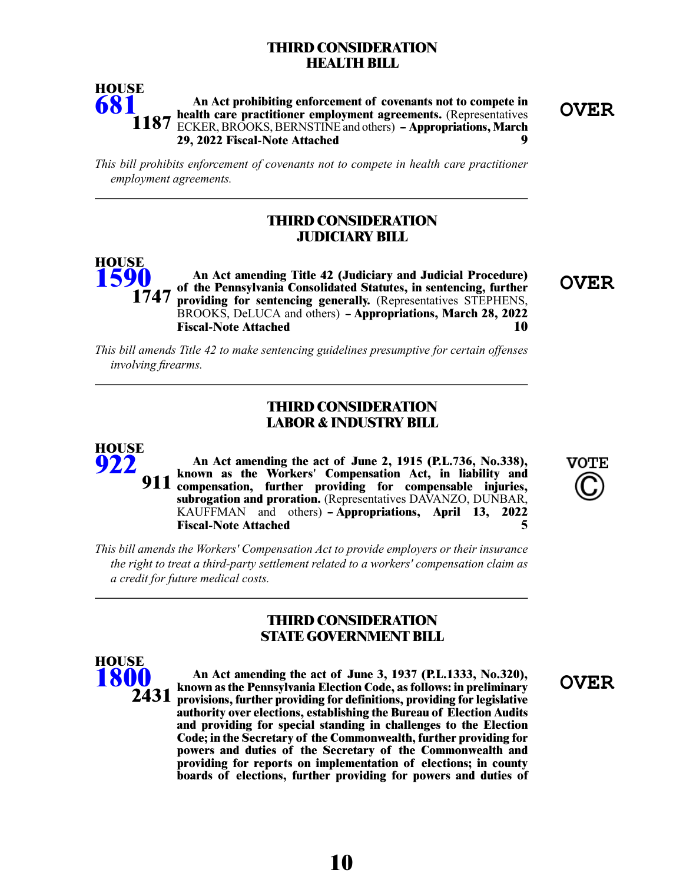## THIRD CONSIDERATION
## HEALTH BILL

**HOUSE 681** **1187**

**An Act prohibiting enforcement of covenants not to compete in health care practitioner employment agreements.** (Representatives ECKER, BROOKS, BERNSTINE and others) **– Appropriations, March 29, 2022 Fiscal-Note Attached** **9**

**OVER**

*This bill prohibits enforcement of covenants not to compete in health care practitioner employment agreements.*

---

## THIRD CONSIDERATION
## JUDICIARY BILL

**HOUSE 1590** **1747**

**An Act amending Title 42 (Judiciary and Judicial Procedure) of the Pennsylvania Consolidated Statutes, in sentencing, further providing for sentencing generally.** (Representatives STEPHENS, BROOKS, DeLUCA and others) **– Appropriations, March 28, 2022 Fiscal-Note Attached** **10**

**OVER**

*This bill amends Title 42 to make sentencing guidelines presumptive for certain offenses involving firearms.*

---

## THIRD CONSIDERATION
## LABOR & INDUSTRY BILL

**HOUSE 922** **911**

**An Act amending the act of June 2, 1915 (P.L.736, No.338), known as the Workers' Compensation Act, in liability and compensation, further providing for compensable injuries, subrogation and proration.** (Representatives DAVANZO, DUNBAR, KAUFFMAN and others) **– Appropriations, April 13, 2022 Fiscal-Note Attached** **5**

**VOTE ©**

*This bill amends the Workers' Compensation Act to provide employers or their insurance the right to treat a third-party settlement related to a workers' compensation claim as a credit for future medical costs.*

---

## THIRD CONSIDERATION
## STATE GOVERNMENT BILL

**HOUSE 1800** **2431**

**An Act amending the act of June 3, 1937 (P.L.1333, No.320), known as the Pennsylvania Election Code, as follows: in preliminary provisions, further providing for definitions, providing for legislative authority over elections, establishing the Bureau of Election Audits and providing for special standing in challenges to the Election Code; in the Secretary of the Commonwealth, further providing for powers and duties of the Secretary of the Commonwealth and providing for reports on implementation of elections; in county boards of elections, further providing for powers and duties of**

**OVER**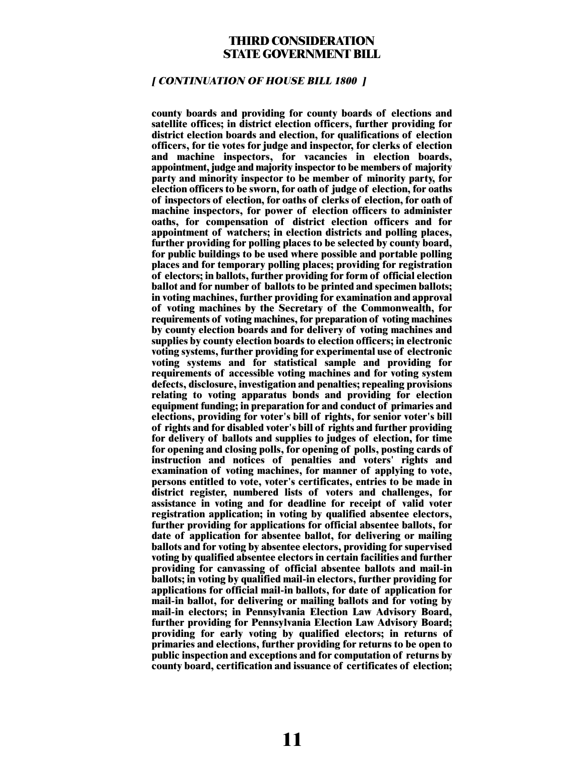## THIRD CONSIDERATION
## STATE GOVERNMENT BILL

***[ CONTINUATION OF HOUSE BILL 1800 ]***

**county boards and providing for county boards of elections and satellite offices; in district election officers, further providing for district election boards and election, for qualifications of election officers, for tie votes for judge and inspector, for clerks of election and machine inspectors, for vacancies in election boards, appointment, judge and majority inspector to be members of majority party and minority inspector to be member of minority party, for election officers to be sworn, for oath of judge of election, for oaths of inspectors of election, for oaths of clerks of election, for oath of machine inspectors, for power of election officers to administer oaths, for compensation of district election officers and for appointment of watchers; in election districts and polling places, further providing for polling places to be selected by county board, for public buildings to be used where possible and portable polling places and for temporary polling places; providing for registration of electors; in ballots, further providing for form of official election ballot and for number of ballots to be printed and specimen ballots; in voting machines, further providing for examination and approval of voting machines by the Secretary of the Commonwealth, for requirements of voting machines, for preparation of voting machines by county election boards and for delivery of voting machines and supplies by county election boards to election officers; in electronic voting systems, further providing for experimental use of electronic voting systems and for statistical sample and providing for requirements of accessible voting machines and for voting system defects, disclosure, investigation and penalties; repealing provisions relating to voting apparatus bonds and providing for election equipment funding; in preparation for and conduct of primaries and elections, providing for voter's bill of rights, for senior voter's bill of rights and for disabled voter's bill of rights and further providing for delivery of ballots and supplies to judges of election, for time for opening and closing polls, for opening of polls, posting cards of instruction and notices of penalties and voters' rights and examination of voting machines, for manner of applying to vote, persons entitled to vote, voter's certificates, entries to be made in district register, numbered lists of voters and challenges, for assistance in voting and for deadline for receipt of valid voter registration application; in voting by qualified absentee electors, further providing for applications for official absentee ballots, for date of application for absentee ballot, for delivering or mailing ballots and for voting by absentee electors, providing for supervised voting by qualified absentee electors in certain facilities and further providing for canvassing of official absentee ballots and mail-in ballots; in voting by qualified mail-in electors, further providing for applications for official mail-in ballots, for date of application for mail-in ballot, for delivering or mailing ballots and for voting by mail-in electors; in Pennsylvania Election Law Advisory Board, further providing for Pennsylvania Election Law Advisory Board; providing for early voting by qualified electors; in returns of primaries and elections, further providing for returns to be open to public inspection and exceptions and for computation of returns by county board, certification and issuance of certificates of election;**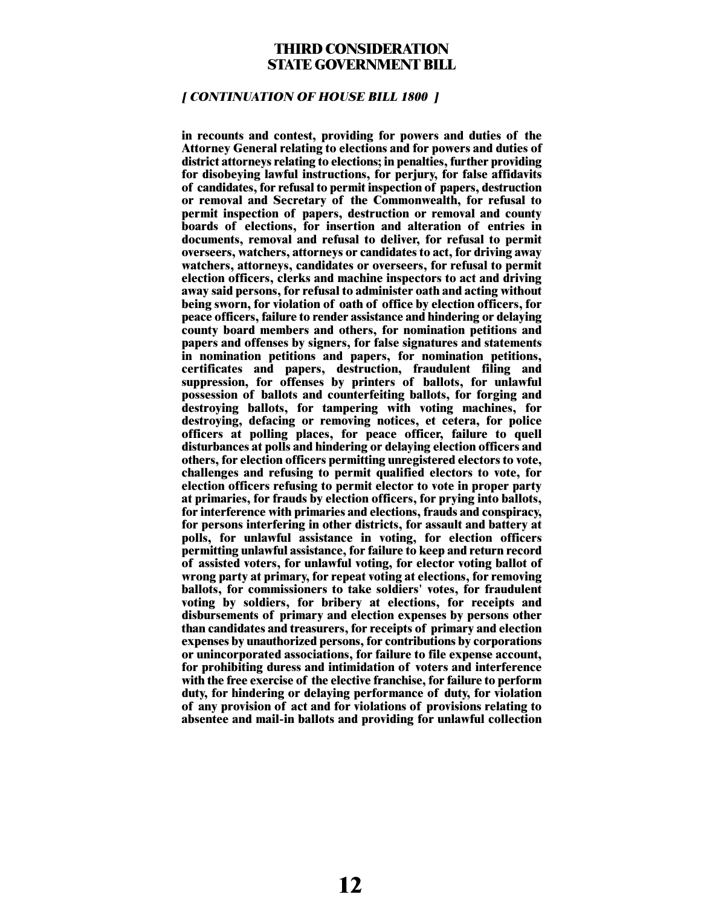## THIRD CONSIDERATION
## STATE GOVERNMENT BILL

***[ CONTINUATION OF HOUSE BILL 1800 ]***

**in recounts and contest, providing for powers and duties of the Attorney General relating to elections and for powers and duties of district attorneys relating to elections; in penalties, further providing for disobeying lawful instructions, for perjury, for false affidavits of candidates, for refusal to permit inspection of papers, destruction or removal and Secretary of the Commonwealth, for refusal to permit inspection of papers, destruction or removal and county boards of elections, for insertion and alteration of entries in documents, removal and refusal to deliver, for refusal to permit overseers, watchers, attorneys or candidates to act, for driving away watchers, attorneys, candidates or overseers, for refusal to permit election officers, clerks and machine inspectors to act and driving away said persons, for refusal to administer oath and acting without being sworn, for violation of oath of office by election officers, for peace officers, failure to render assistance and hindering or delaying county board members and others, for nomination petitions and papers and offenses by signers, for false signatures and statements in nomination petitions and papers, for nomination petitions, certificates and papers, destruction, fraudulent filing and suppression, for offenses by printers of ballots, for unlawful possession of ballots and counterfeiting ballots, for forging and destroying ballots, for tampering with voting machines, for destroying, defacing or removing notices, et cetera, for police officers at polling places, for peace officer, failure to quell disturbances at polls and hindering or delaying election officers and others, for election officers permitting unregistered electors to vote, challenges and refusing to permit qualified electors to vote, for election officers refusing to permit elector to vote in proper party at primaries, for frauds by election officers, for prying into ballots, for interference with primaries and elections, frauds and conspiracy, for persons interfering in other districts, for assault and battery at polls, for unlawful assistance in voting, for election officers permitting unlawful assistance, for failure to keep and return record of assisted voters, for unlawful voting, for elector voting ballot of wrong party at primary, for repeat voting at elections, for removing ballots, for commissioners to take soldiers' votes, for fraudulent voting by soldiers, for bribery at elections, for receipts and disbursements of primary and election expenses by persons other than candidates and treasurers, for receipts of primary and election expenses by unauthorized persons, for contributions by corporations or unincorporated associations, for failure to file expense account, for prohibiting duress and intimidation of voters and interference with the free exercise of the elective franchise, for failure to perform duty, for hindering or delaying performance of duty, for violation of any provision of act and for violations of provisions relating to absentee and mail-in ballots and providing for unlawful collection**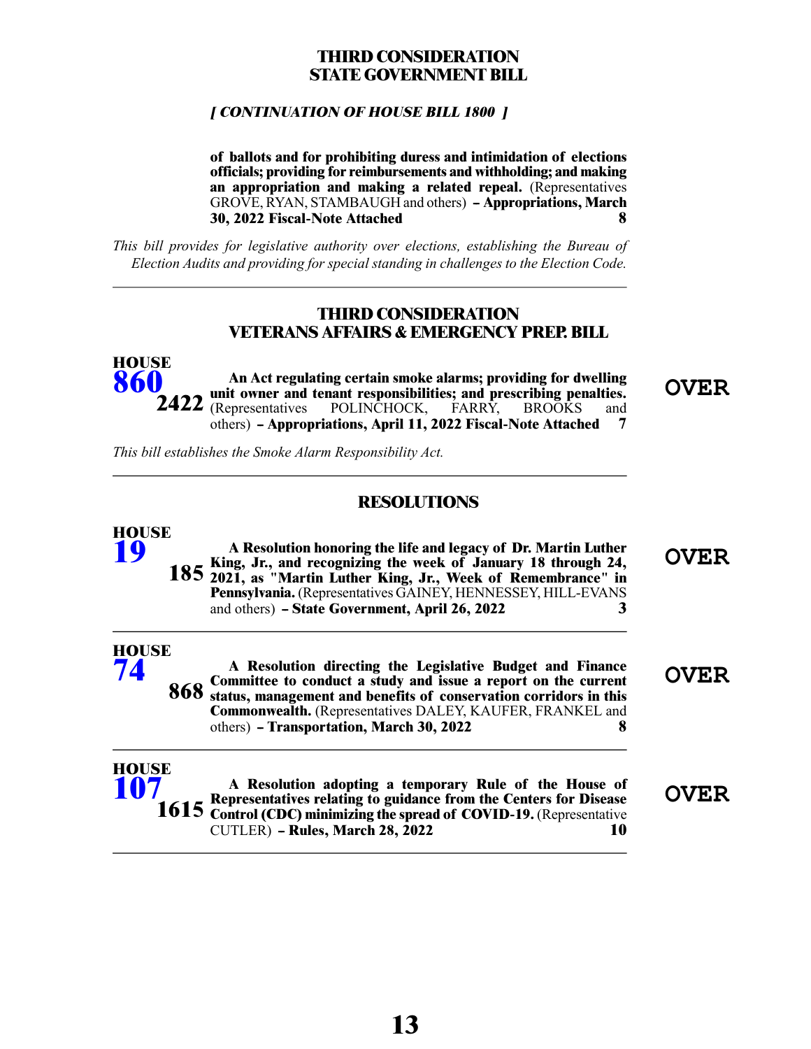## THIRD CONSIDERATION
## STATE GOVERNMENT BILL

*[ CONTINUATION OF HOUSE BILL 1800 ]*

**of ballots and for prohibiting duress and intimidation of elections officials; providing for reimbursements and withholding; and making an appropriation and making a related repeal.** (Representatives GROVE, RYAN, STAMBAUGH and others) **– Appropriations, March 30, 2022 Fiscal-Note Attached** **8**

*This bill provides for legislative authority over elections, establishing the Bureau of Election Audits and providing for special standing in challenges to the Election Code.*

---

## THIRD CONSIDERATION
## VETERANS AFFAIRS & EMERGENCY PREP. BILL

**HOUSE 860** **2422**

**An Act regulating certain smoke alarms; providing for dwelling unit owner and tenant responsibilities; and prescribing penalties.** (Representatives POLINCHOCK, FARRY, BROOKS and others) **– Appropriations, April 11, 2022 Fiscal-Note Attached** **7**

**OVER**

*This bill establishes the Smoke Alarm Responsibility Act.*

---

## RESOLUTIONS

**HOUSE 19** **185**

**A Resolution honoring the life and legacy of Dr. Martin Luther King, Jr., and recognizing the week of January 18 through 24, 2021, as "Martin Luther King, Jr., Week of Remembrance" in Pennsylvania.** (Representatives GAINEY, HENNESSEY, HILL-EVANS and others) **– State Government, April 26, 2022** **3**

**OVER**

---

**HOUSE 74** **868**

**A Resolution directing the Legislative Budget and Finance Committee to conduct a study and issue a report on the current status, management and benefits of conservation corridors in this Commonwealth.** (Representatives DALEY, KAUFER, FRANKEL and others) **– Transportation, March 30, 2022** **8**

**OVER**

---

**HOUSE 107** **1615**

**A Resolution adopting a temporary Rule of the House of Representatives relating to guidance from the Centers for Disease Control (CDC) minimizing the spread of COVID-19.** (Representative CUTLER) **– Rules, March 28, 2022** **10**

**OVER**

---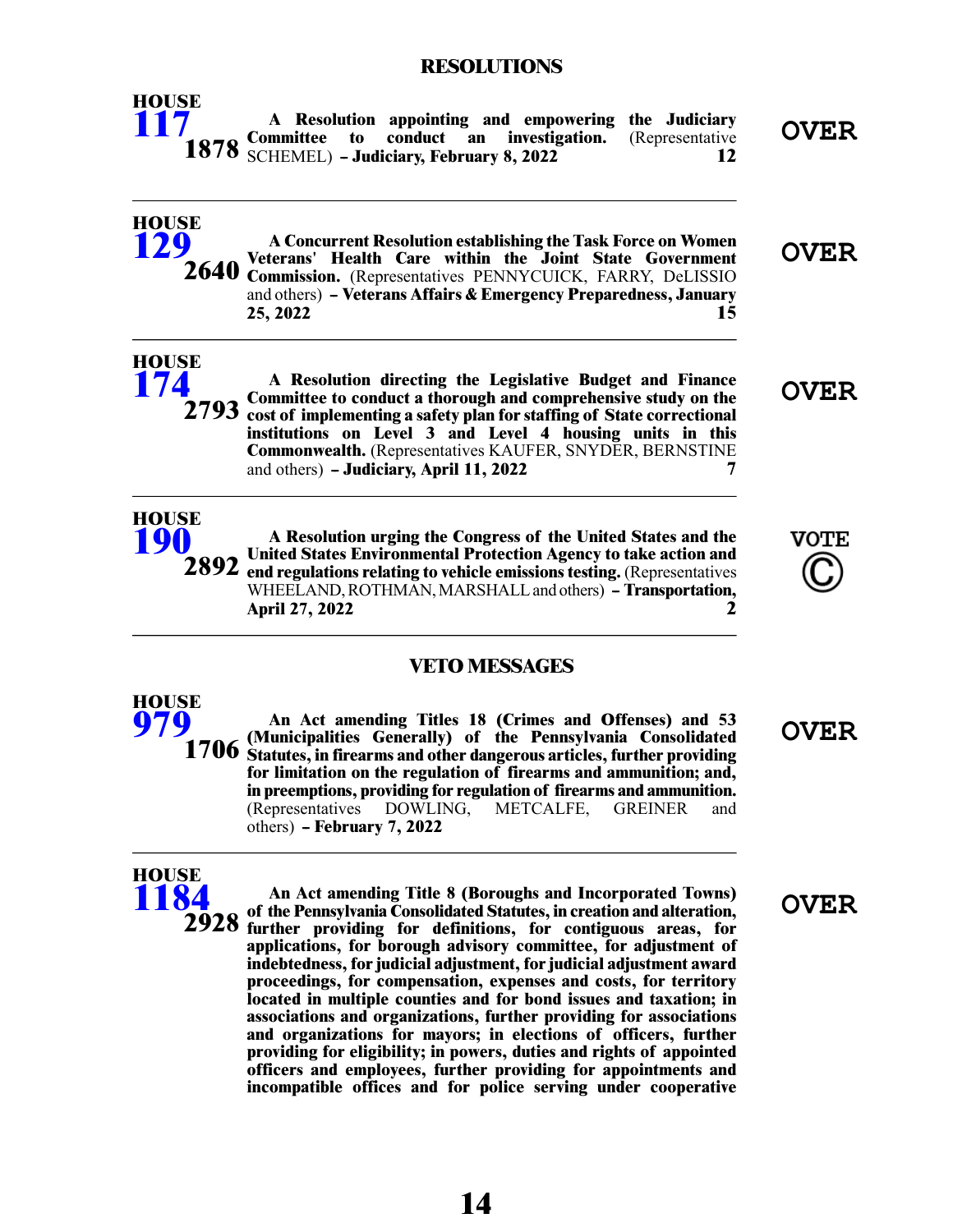## RESOLUTIONS

**HOUSE 117** **1878**

**A Resolution appointing and empowering the Judiciary Committee to conduct an investigation.** (Representative SCHEMEL) **– Judiciary, February 8, 2022** **12**

**OVER**

---

**HOUSE 129** **2640**

**A Concurrent Resolution establishing the Task Force on Women Veterans' Health Care within the Joint State Government Commission.** (Representatives PENNYCUICK, FARRY, DeLISSIO and others) **– Veterans Affairs & Emergency Preparedness, January 25, 2022** **15**

**OVER**

---

**HOUSE 174** **2793**

**A Resolution directing the Legislative Budget and Finance Committee to conduct a thorough and comprehensive study on the cost of implementing a safety plan for staffing of State correctional institutions on Level 3 and Level 4 housing units in this Commonwealth.** (Representatives KAUFER, SNYDER, BERNSTINE and others) **– Judiciary, April 11, 2022** **7**

**OVER**

---

**HOUSE 190** **2892**

**A Resolution urging the Congress of the United States and the United States Environmental Protection Agency to take action and end regulations relating to vehicle emissions testing.** (Representatives WHEELAND, ROTHMAN, MARSHALL and others) **– Transportation, April 27, 2022** **2**

**VOTE ©**

---

## VETO MESSAGES

**HOUSE 979** **1706**

**An Act amending Titles 18 (Crimes and Offenses) and 53 (Municipalities Generally) of the Pennsylvania Consolidated Statutes, in firearms and other dangerous articles, further providing for limitation on the regulation of firearms and ammunition; and, in preemptions, providing for regulation of firearms and ammunition.** (Representatives DOWLING, METCALFE, GREINER and others) **– February 7, 2022**

**OVER**

---

**HOUSE 1184** **2928**

**An Act amending Title 8 (Boroughs and Incorporated Towns) of the Pennsylvania Consolidated Statutes, in creation and alteration, further providing for definitions, for contiguous areas, for applications, for borough advisory committee, for adjustment of indebtedness, for judicial adjustment, for judicial adjustment award proceedings, for compensation, expenses and costs, for territory located in multiple counties and for bond issues and taxation; in associations and organizations, further providing for associations and organizations for mayors; in elections of officers, further providing for eligibility; in powers, duties and rights of appointed officers and employees, further providing for appointments and incompatible offices and for police serving under cooperative**

**OVER**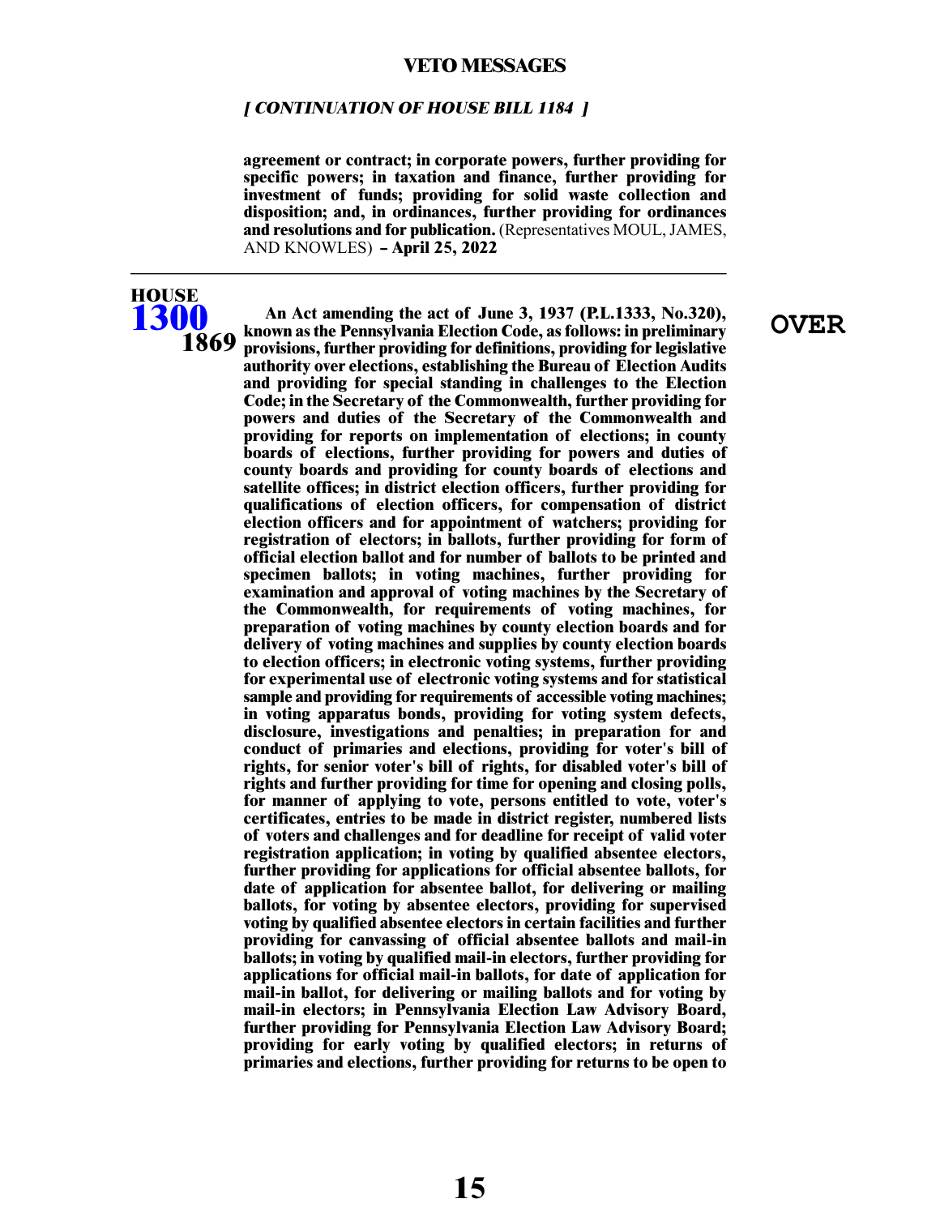## VETO MESSAGES

***[ CONTINUATION OF HOUSE BILL 1184 ]***

**agreement or contract; in corporate powers, further providing for specific powers; in taxation and finance, further providing for investment of funds; providing for solid waste collection and disposition; and, in ordinances, further providing for ordinances and resolutions and for publication.** (Representatives MOUL, JAMES, AND KNOWLES) **– April 25, 2022**

---

**HOUSE**
**1300**
**1869**

**OVER**

**An Act amending the act of June 3, 1937 (P.L.1333, No.320), known as the Pennsylvania Election Code, as follows: in preliminary provisions, further providing for definitions, providing for legislative authority over elections, establishing the Bureau of Election Audits and providing for special standing in challenges to the Election Code; in the Secretary of the Commonwealth, further providing for powers and duties of the Secretary of the Commonwealth and providing for reports on implementation of elections; in county boards of elections, further providing for powers and duties of county boards and providing for county boards of elections and satellite offices; in district election officers, further providing for qualifications of election officers, for compensation of district election officers and for appointment of watchers; providing for registration of electors; in ballots, further providing for form of official election ballot and for number of ballots to be printed and specimen ballots; in voting machines, further providing for examination and approval of voting machines by the Secretary of the Commonwealth, for requirements of voting machines, for preparation of voting machines by county election boards and for delivery of voting machines and supplies by county election boards to election officers; in electronic voting systems, further providing for experimental use of electronic voting systems and for statistical sample and providing for requirements of accessible voting machines; in voting apparatus bonds, providing for voting system defects, disclosure, investigations and penalties; in preparation for and conduct of primaries and elections, providing for voter's bill of rights, for senior voter's bill of rights, for disabled voter's bill of rights and further providing for time for opening and closing polls, for manner of applying to vote, persons entitled to vote, voter's certificates, entries to be made in district register, numbered lists of voters and challenges and for deadline for receipt of valid voter registration application; in voting by qualified absentee electors, further providing for applications for official absentee ballots, for date of application for absentee ballot, for delivering or mailing ballots, for voting by absentee electors, providing for supervised voting by qualified absentee electors in certain facilities and further providing for canvassing of official absentee ballots and mail-in ballots; in voting by qualified mail-in electors, further providing for applications for official mail-in ballots, for date of application for mail-in ballot, for delivering or mailing ballots and for voting by mail-in electors; in Pennsylvania Election Law Advisory Board, further providing for Pennsylvania Election Law Advisory Board; providing for early voting by qualified electors; in returns of primaries and elections, further providing for returns to be open to**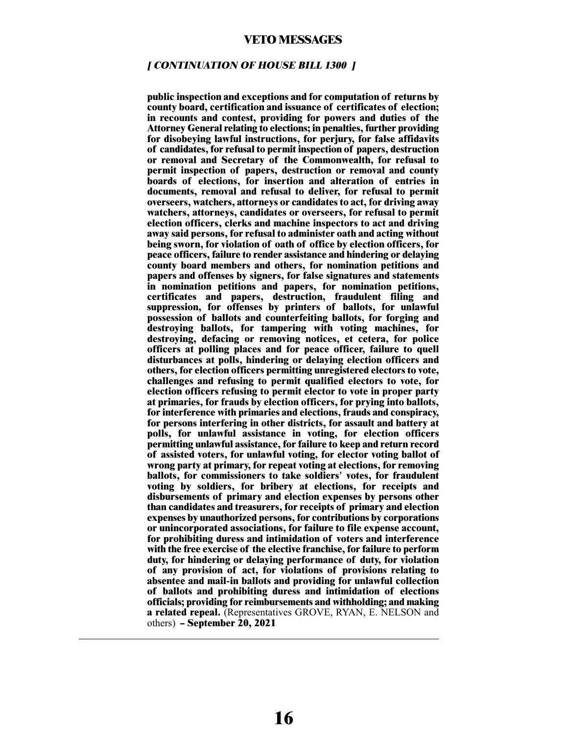## VETO MESSAGES

### *[ CONTINUATION OF HOUSE BILL 1300 ]*

**public inspection and exceptions and for computation of returns by county board, certification and issuance of certificates of election; in recounts and contest, providing for powers and duties of the Attorney General relating to elections; in penalties, further providing for disobeying lawful instructions, for perjury, for false affidavits of candidates, for refusal to permit inspection of papers, destruction or removal and Secretary of the Commonwealth, for refusal to permit inspection of papers, destruction or removal and county boards of elections, for insertion and alteration of entries in documents, removal and refusal to deliver, for refusal to permit overseers, watchers, attorneys or candidates to act, for driving away watchers, attorneys, candidates or overseers, for refusal to permit election officers, clerks and machine inspectors to act and driving away said persons, for refusal to administer oath and acting without being sworn, for violation of oath of office by election officers, for peace officers, failure to render assistance and hindering or delaying county board members and others, for nomination petitions and papers and offenses by signers, for false signatures and statements in nomination petitions and papers, for nomination petitions, certificates and papers, destruction, fraudulent filing and suppression, for offenses by printers of ballots, for unlawful possession of ballots and counterfeiting ballots, for forging and destroying ballots, for tampering with voting machines, for destroying, defacing or removing notices, et cetera, for police officers at polling places and for peace officer, failure to quell disturbances at polls, hindering or delaying election officers and others, for election officers permitting unregistered electors to vote, challenges and refusing to permit qualified electors to vote, for election officers refusing to permit elector to vote in proper party at primaries, for frauds by election officers, for prying into ballots, for interference with primaries and elections, frauds and conspiracy, for persons interfering in other districts, for assault and battery at polls, for unlawful assistance in voting, for election officers permitting unlawful assistance, for failure to keep and return record of assisted voters, for unlawful voting, for elector voting ballot of wrong party at primary, for repeat voting at elections, for removing ballots, for commissioners to take soldiers' votes, for fraudulent voting by soldiers, for bribery at elections, for receipts and disbursements of primary and election expenses by persons other than candidates and treasurers, for receipts of primary and election expenses by unauthorized persons, for contributions by corporations or unincorporated associations, for failure to file expense account, for prohibiting duress and intimidation of voters and interference with the free exercise of the elective franchise, for failure to perform duty, for hindering or delaying performance of duty, for violation of any provision of act, for violations of provisions relating to absentee and mail-in ballots and providing for unlawful collection of ballots and prohibiting duress and intimidation of elections officials; providing for reimbursements and withholding; and making a related repeal.** (Representatives GROVE, RYAN, E. NELSON and others) **– September 20, 2021**

---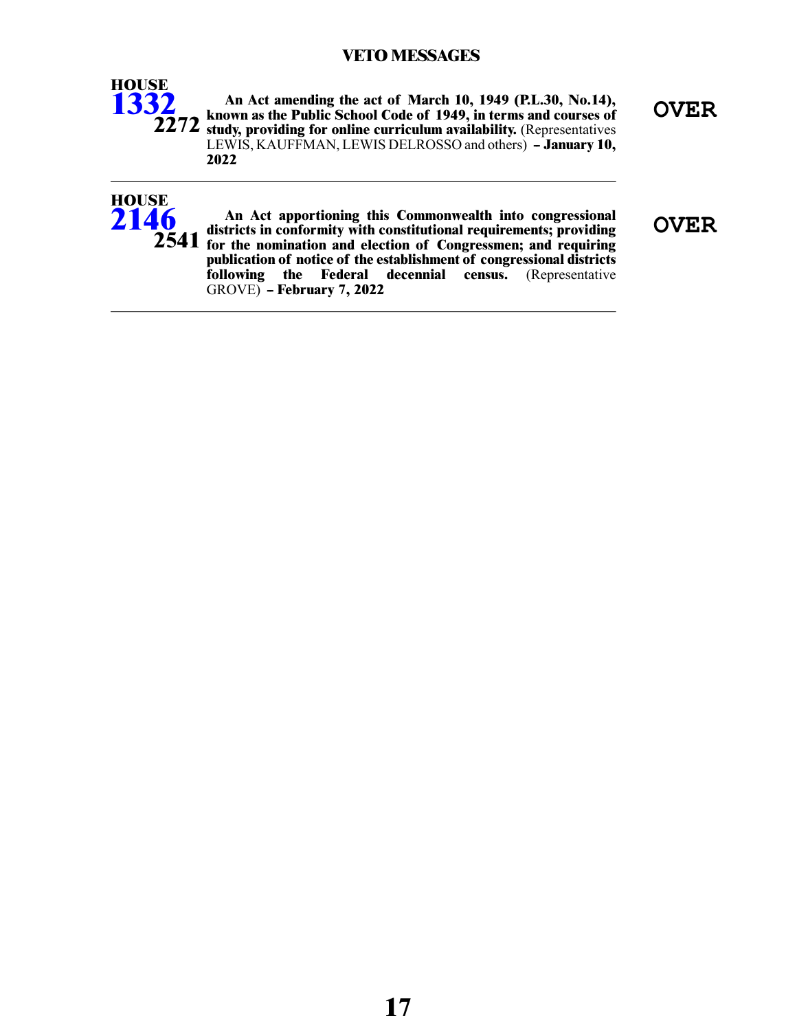## VETO MESSAGES

**HOUSE**
**1332**
**2272**

**An Act amending the act of March 10, 1949 (P.L.30, No.14), known as the Public School Code of 1949, in terms and courses of study, providing for online curriculum availability.** (Representatives LEWIS, KAUFFMAN, LEWIS DELROSSO and others) **– January 10, 2022**

**OVER**

---

**HOUSE**
**2146**
**2541**

**An Act apportioning this Commonwealth into congressional districts in conformity with constitutional requirements; providing for the nomination and election of Congressmen; and requiring publication of notice of the establishment of congressional districts following the Federal decennial census.** (Representative GROVE) **– February 7, 2022**

**OVER**

---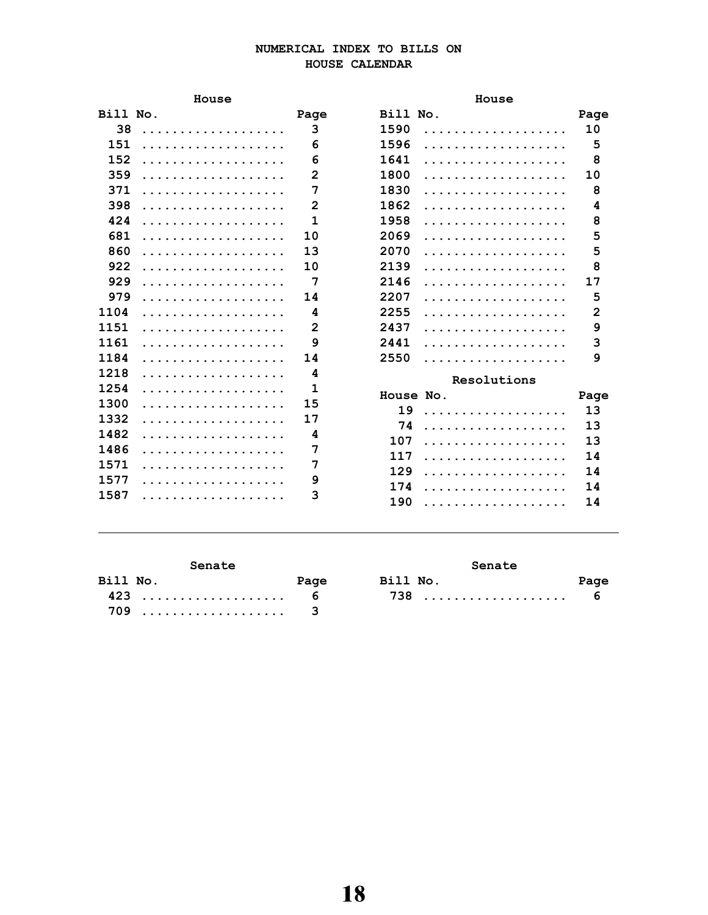# NUMERICAL INDEX TO BILLS ON HOUSE CALENDAR

## House

| Bill No. | Page |
|---|---|
| 38 | 3 |
| 151 | 6 |
| 152 | 6 |
| 359 | 2 |
| 371 | 7 |
| 398 | 2 |
| 424 | 1 |
| 681 | 10 |
| 860 | 13 |
| 922 | 10 |
| 929 | 7 |
| 979 | 14 |
| 1104 | 4 |
| 1151 | 2 |
| 1161 | 9 |
| 1184 | 14 |
| 1218 | 4 |
| 1254 | 1 |
| 1300 | 15 |
| 1332 | 17 |
| 1482 | 4 |
| 1486 | 7 |
| 1571 | 7 |
| 1577 | 9 |
| 1587 | 3 |
| 1590 | 10 |
| 1596 | 5 |
| 1641 | 8 |
| 1800 | 10 |
| 1830 | 8 |
| 1862 | 4 |
| 1958 | 8 |
| 2069 | 5 |
| 2070 | 5 |
| 2139 | 8 |
| 2146 | 17 |
| 2207 | 5 |
| 2255 | 2 |
| 2437 | 9 |
| 2441 | 3 |
| 2550 | 9 |

### Resolutions

| House No. | Page |
|---|---|
| 19 | 13 |
| 74 | 13 |
| 107 | 13 |
| 117 | 14 |
| 129 | 14 |
| 174 | 14 |
| 190 | 14 |

## Senate

| Bill No. | Page |
|---|---|
| 423 | 6 |
| 709 | 3 |
| 738 | 6 |